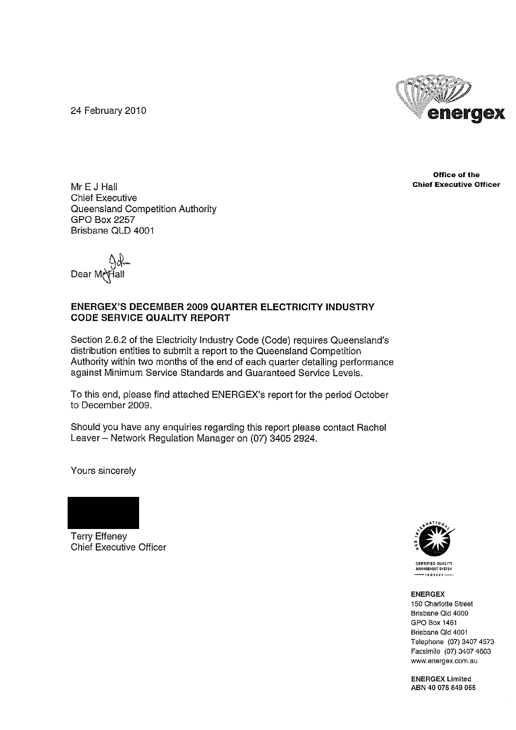24 February 2010

**Office of the Chief Executive Officer**

Mr E J Hall
Chief Executive
Queensland Competition Authority
GPO Box 2257
Brisbane QLD 4001

Dear Mr Hall

**ENERGEX'S DECEMBER 2009 QUARTER ELECTRICITY INDUSTRY CODE SERVICE QUALITY REPORT**

Section 2.6.2 of the Electricity Industry Code (Code) requires Queensland's distribution entities to submit a report to the Queensland Competition Authority within two months of the end of each quarter detailing performance against Minimum Service Standards and Guaranteed Service Levels.

To this end, please find attached ENERGEX's report for the period October to December 2009.

Should you have any enquiries regarding this report please contact Rachel Leaver – Network Regulation Manager on (07) 3405 2924.

Yours sincerely

Terry Effeney
Chief Executive Officer

**ENERGEX**
150 Charlotte Street
Brisbane Qld 4000
GPO Box 1461
Brisbane Qld 4001
Telephone (07) 3407 4573
Facsimile (07) 3407 4603
www.energex.com.au

**ENERGEX Limited**
**ABN 40 078 849 055**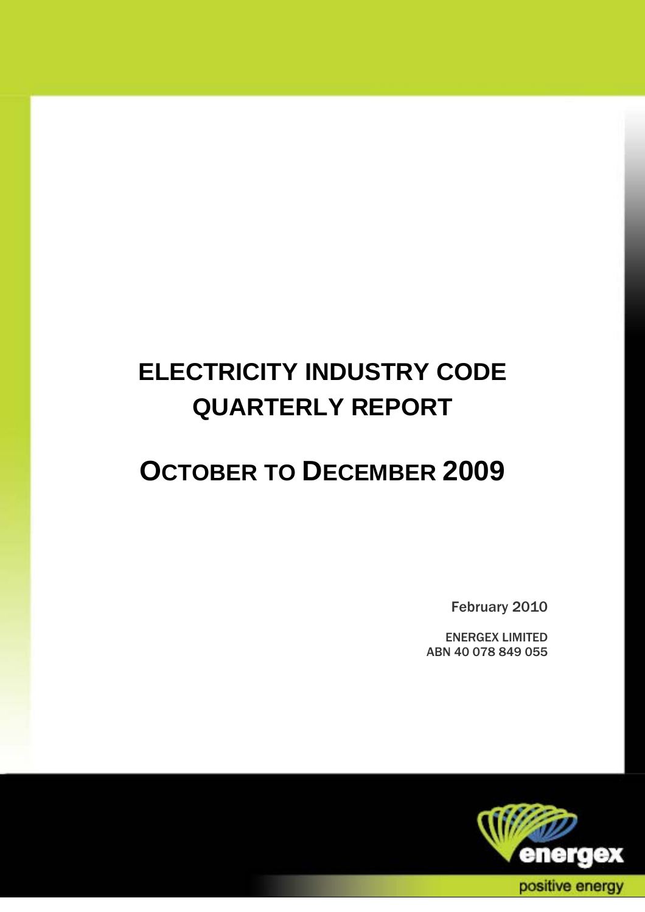# ELECTRICITY INDUSTRY CODE QUARTERLY REPORT

# OCTOBER TO DECEMBER 2009

February 2010

ENERGEX LIMITED
ABN 40 078 849 055

energex
positive energy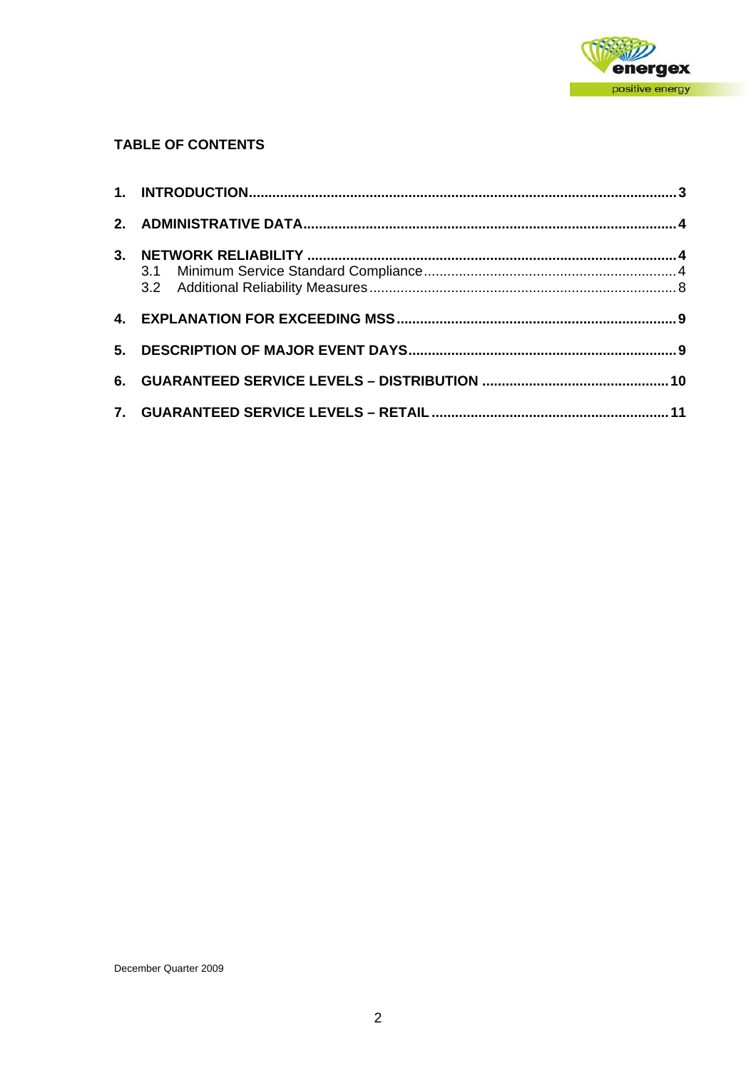## TABLE OF CONTENTS

**1. INTRODUCTION ..... 3**

**2. ADMINISTRATIVE DATA ..... 4**

**3. NETWORK RELIABILITY ..... 4**

- 3.1 Minimum Service Standard Compliance ..... 4
- 3.2 Additional Reliability Measures ..... 8

**4. EXPLANATION FOR EXCEEDING MSS ..... 9**

**5. DESCRIPTION OF MAJOR EVENT DAYS ..... 9**

**6. GUARANTEED SERVICE LEVELS – DISTRIBUTION ..... 10**

**7. GUARANTEED SERVICE LEVELS – RETAIL ..... 11**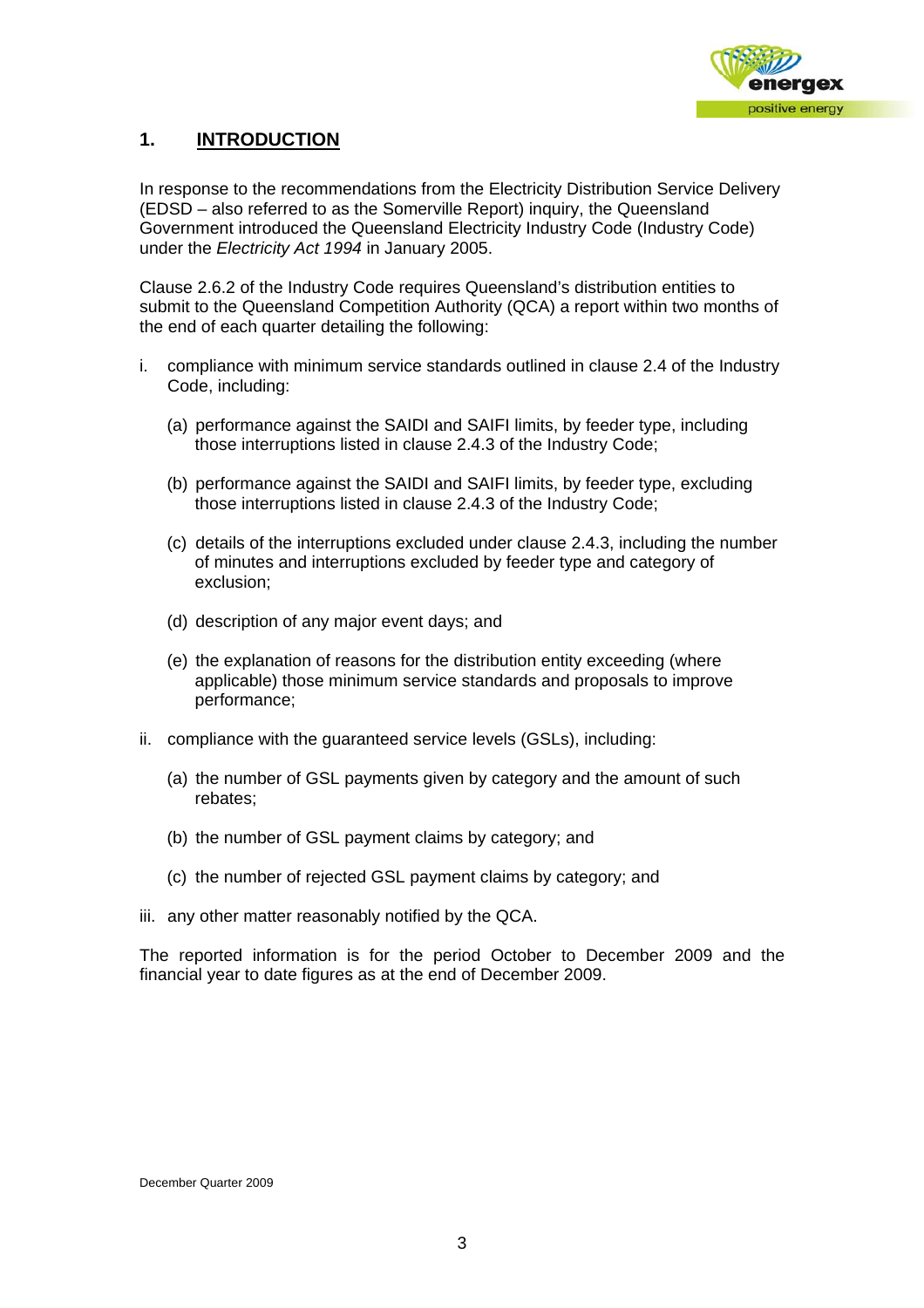## 1. INTRODUCTION

In response to the recommendations from the Electricity Distribution Service Delivery (EDSD – also referred to as the Somerville Report) inquiry, the Queensland Government introduced the Queensland Electricity Industry Code (Industry Code) under the *Electricity Act 1994* in January 2005.

Clause 2.6.2 of the Industry Code requires Queensland's distribution entities to submit to the Queensland Competition Authority (QCA) a report within two months of the end of each quarter detailing the following:

i. compliance with minimum service standards outlined in clause 2.4 of the Industry Code, including:

   (a) performance against the SAIDI and SAIFI limits, by feeder type, including those interruptions listed in clause 2.4.3 of the Industry Code;

   (b) performance against the SAIDI and SAIFI limits, by feeder type, excluding those interruptions listed in clause 2.4.3 of the Industry Code;

   (c) details of the interruptions excluded under clause 2.4.3, including the number of minutes and interruptions excluded by feeder type and category of exclusion;

   (d) description of any major event days; and

   (e) the explanation of reasons for the distribution entity exceeding (where applicable) those minimum service standards and proposals to improve performance;

ii. compliance with the guaranteed service levels (GSLs), including:

   (a) the number of GSL payments given by category and the amount of such rebates;

   (b) the number of GSL payment claims by category; and

   (c) the number of rejected GSL payment claims by category; and

iii. any other matter reasonably notified by the QCA.

The reported information is for the period October to December 2009 and the financial year to date figures as at the end of December 2009.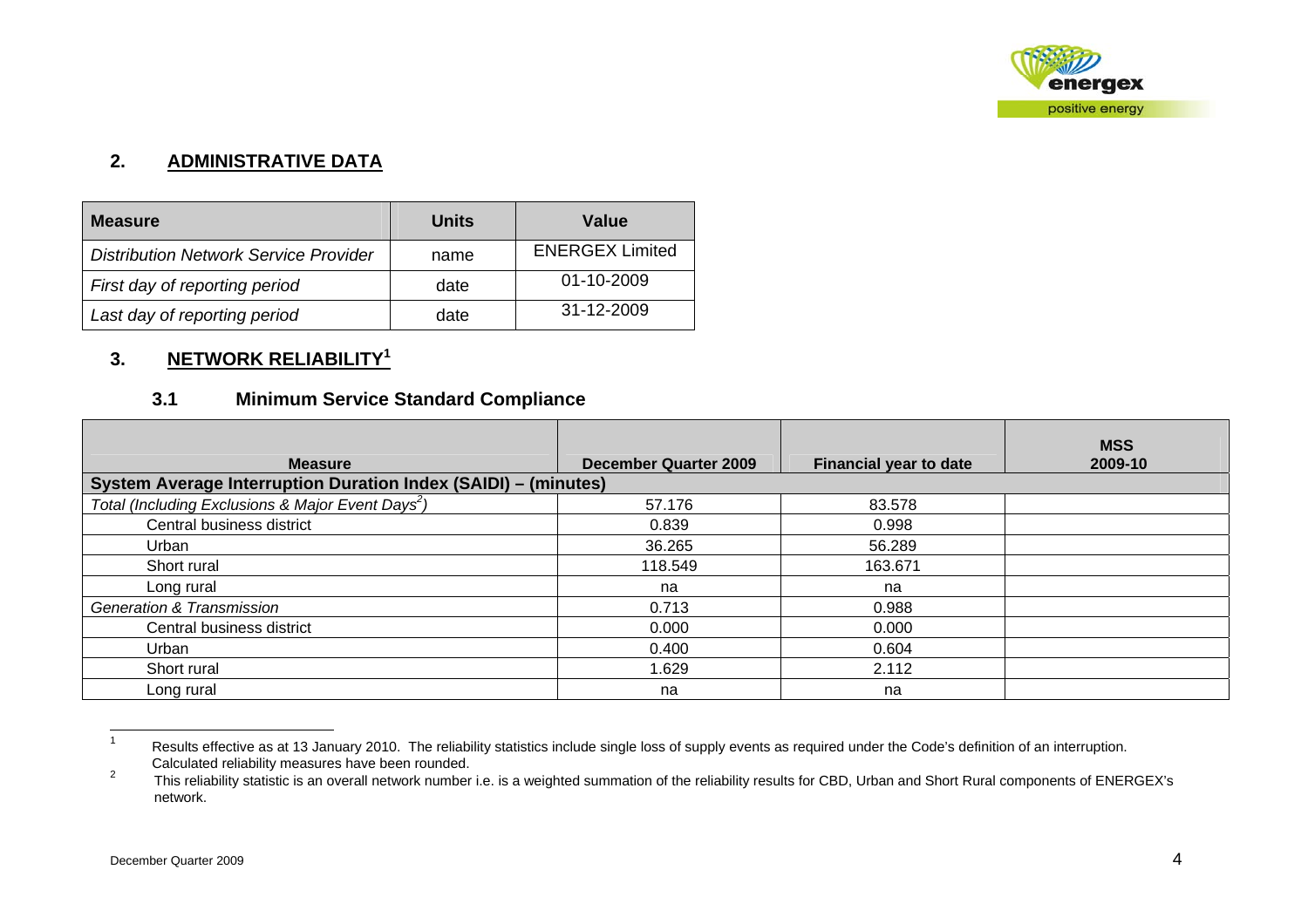## 2. ADMINISTRATIVE DATA

| Measure | Units | Value |
|---|---|---|
| *Distribution Network Service Provider* | name | ENERGEX Limited |
| *First day of reporting period* | date | 01-10-2009 |
| *Last day of reporting period* | date | 31-12-2009 |

## 3. NETWORK RELIABILITY[1]

### 3.1 Minimum Service Standard Compliance

| Measure | December Quarter 2009 | Financial year to date | MSS 2009-10 |
|---|---|---|---|
| **System Average Interruption Duration Index (SAIDI) – (minutes)** | | | |
| *Total (Including Exclusions & Major Event Days[2])* | 57.176 | 83.578 | |
| Central business district | 0.839 | 0.998 | |
| Urban | 36.265 | 56.289 | |
| Short rural | 118.549 | 163.671 | |
| Long rural | na | na | |
| *Generation & Transmission* | 0.713 | 0.988 | |
| Central business district | 0.000 | 0.000 | |
| Urban | 0.400 | 0.604 | |
| Short rural | 1.629 | 2.112 | |
| Long rural | na | na | |

[1] Results effective as at 13 January 2010. The reliability statistics include single loss of supply events as required under the Code's definition of an interruption. Calculated reliability measures have been rounded.

[2] This reliability statistic is an overall network number i.e. is a weighted summation of the reliability results for CBD, Urban and Short Rural components of ENERGEX's network.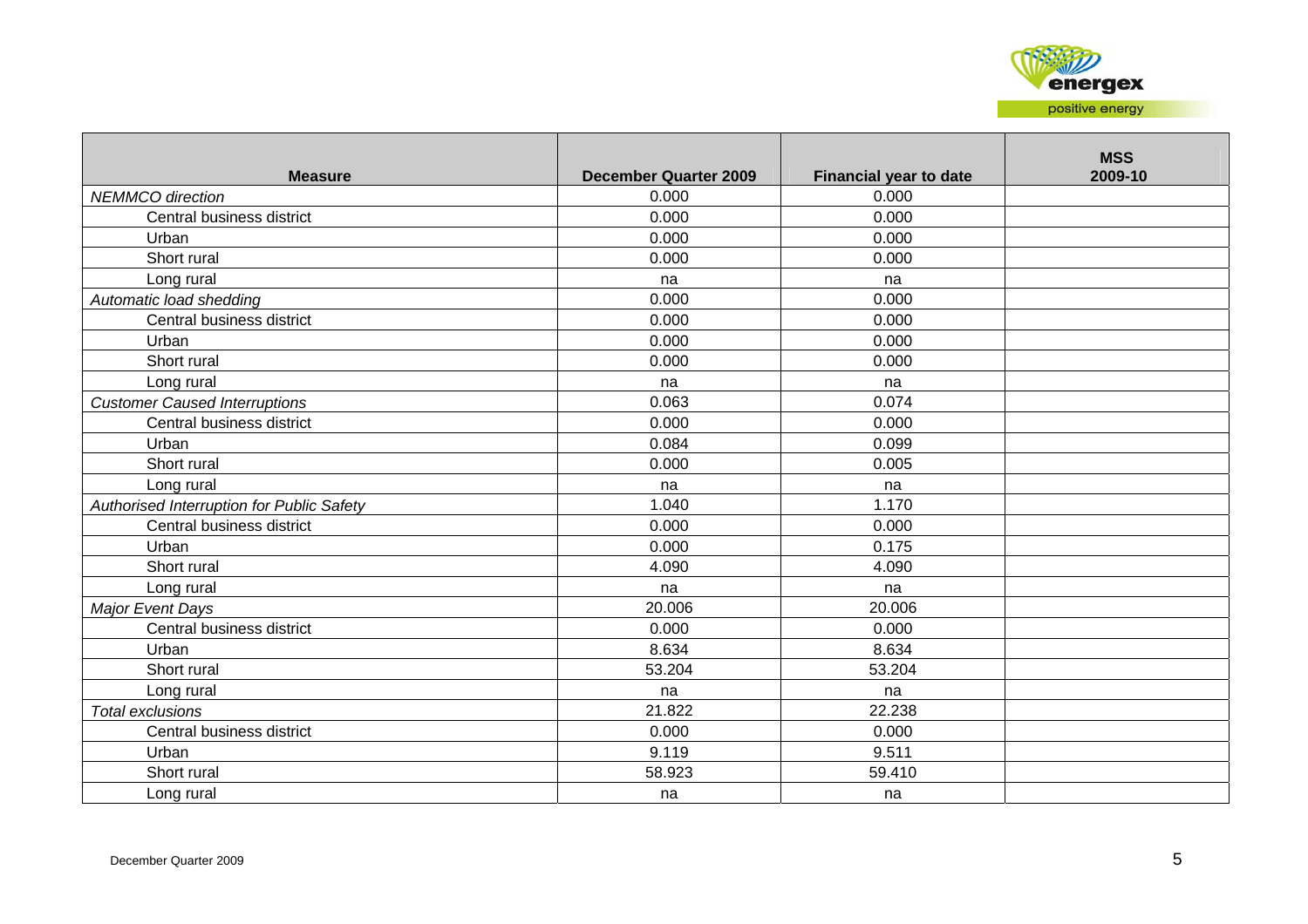| Measure | December Quarter 2009 | Financial year to date | MSS 2009-10 |
|---|---|---|---|
| *NEMMCO direction* | 0.000 | 0.000 | |
| Central business district | 0.000 | 0.000 | |
| Urban | 0.000 | 0.000 | |
| Short rural | 0.000 | 0.000 | |
| Long rural | na | na | |
| *Automatic load shedding* | 0.000 | 0.000 | |
| Central business district | 0.000 | 0.000 | |
| Urban | 0.000 | 0.000 | |
| Short rural | 0.000 | 0.000 | |
| Long rural | na | na | |
| *Customer Caused Interruptions* | 0.063 | 0.074 | |
| Central business district | 0.000 | 0.000 | |
| Urban | 0.084 | 0.099 | |
| Short rural | 0.000 | 0.005 | |
| Long rural | na | na | |
| *Authorised Interruption for Public Safety* | 1.040 | 1.170 | |
| Central business district | 0.000 | 0.000 | |
| Urban | 0.000 | 0.175 | |
| Short rural | 4.090 | 4.090 | |
| Long rural | na | na | |
| *Major Event Days* | 20.006 | 20.006 | |
| Central business district | 0.000 | 0.000 | |
| Urban | 8.634 | 8.634 | |
| Short rural | 53.204 | 53.204 | |
| Long rural | na | na | |
| *Total exclusions* | 21.822 | 22.238 | |
| Central business district | 0.000 | 0.000 | |
| Urban | 9.119 | 9.511 | |
| Short rural | 58.923 | 59.410 | |
| Long rural | na | na | |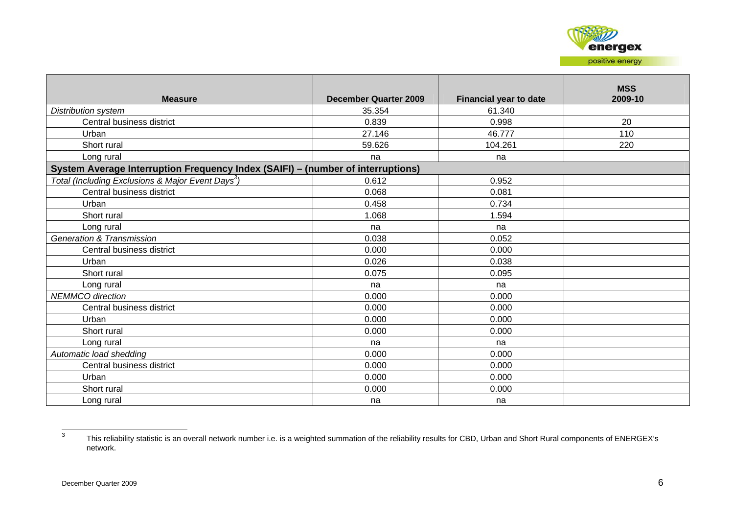| Measure | December Quarter 2009 | Financial year to date | MSS 2009-10 |
| --- | --- | --- | --- |
| *Distribution system* | 35.354 | 61.340 | |
| Central business district | 0.839 | 0.998 | 20 |
| Urban | 27.146 | 46.777 | 110 |
| Short rural | 59.626 | 104.261 | 220 |
| Long rural | na | na | |
| **System Average Interruption Frequency Index (SAIFI) – (number of interruptions)** | | | |
| *Total (Including Exclusions & Major Event Days[3])* | 0.612 | 0.952 | |
| Central business district | 0.068 | 0.081 | |
| Urban | 0.458 | 0.734 | |
| Short rural | 1.068 | 1.594 | |
| Long rural | na | na | |
| *Generation & Transmission* | 0.038 | 0.052 | |
| Central business district | 0.000 | 0.000 | |
| Urban | 0.026 | 0.038 | |
| Short rural | 0.075 | 0.095 | |
| Long rural | na | na | |
| *NEMMCO direction* | 0.000 | 0.000 | |
| Central business district | 0.000 | 0.000 | |
| Urban | 0.000 | 0.000 | |
| Short rural | 0.000 | 0.000 | |
| Long rural | na | na | |
| *Automatic load shedding* | 0.000 | 0.000 | |
| Central business district | 0.000 | 0.000 | |
| Urban | 0.000 | 0.000 | |
| Short rural | 0.000 | 0.000 | |
| Long rural | na | na | |

[3] This reliability statistic is an overall network number i.e. is a weighted summation of the reliability results for CBD, Urban and Short Rural components of ENERGEX's network.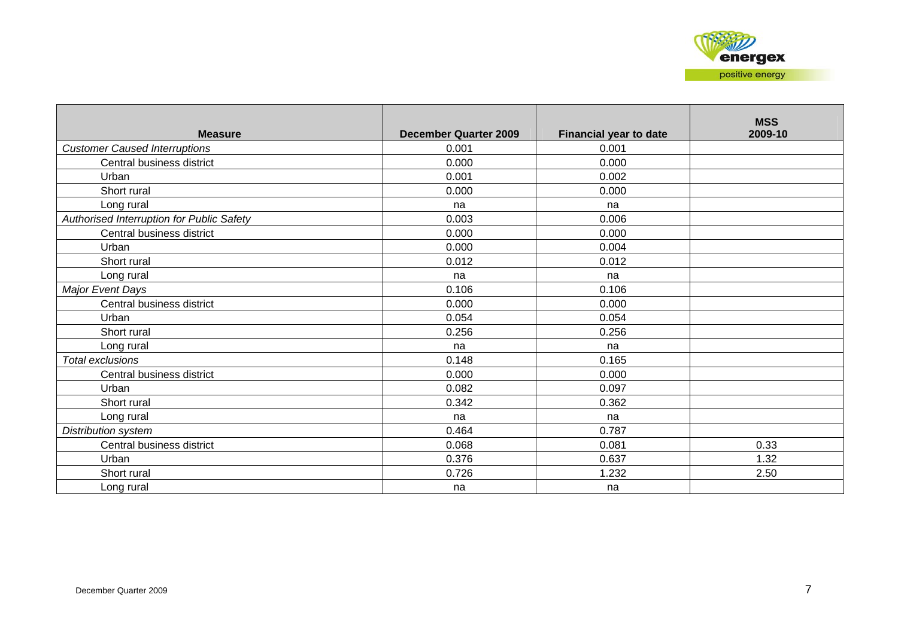| Measure | December Quarter 2009 | Financial year to date | MSS 2009-10 |
|---|---|---|---|
| *Customer Caused Interruptions* | 0.001 | 0.001 | |
| Central business district | 0.000 | 0.000 | |
| Urban | 0.001 | 0.002 | |
| Short rural | 0.000 | 0.000 | |
| Long rural | na | na | |
| *Authorised Interruption for Public Safety* | 0.003 | 0.006 | |
| Central business district | 0.000 | 0.000 | |
| Urban | 0.000 | 0.004 | |
| Short rural | 0.012 | 0.012 | |
| Long rural | na | na | |
| *Major Event Days* | 0.106 | 0.106 | |
| Central business district | 0.000 | 0.000 | |
| Urban | 0.054 | 0.054 | |
| Short rural | 0.256 | 0.256 | |
| Long rural | na | na | |
| *Total exclusions* | 0.148 | 0.165 | |
| Central business district | 0.000 | 0.000 | |
| Urban | 0.082 | 0.097 | |
| Short rural | 0.342 | 0.362 | |
| Long rural | na | na | |
| *Distribution system* | 0.464 | 0.787 | |
| Central business district | 0.068 | 0.081 | 0.33 |
| Urban | 0.376 | 0.637 | 1.32 |
| Short rural | 0.726 | 1.232 | 2.50 |
| Long rural | na | na | |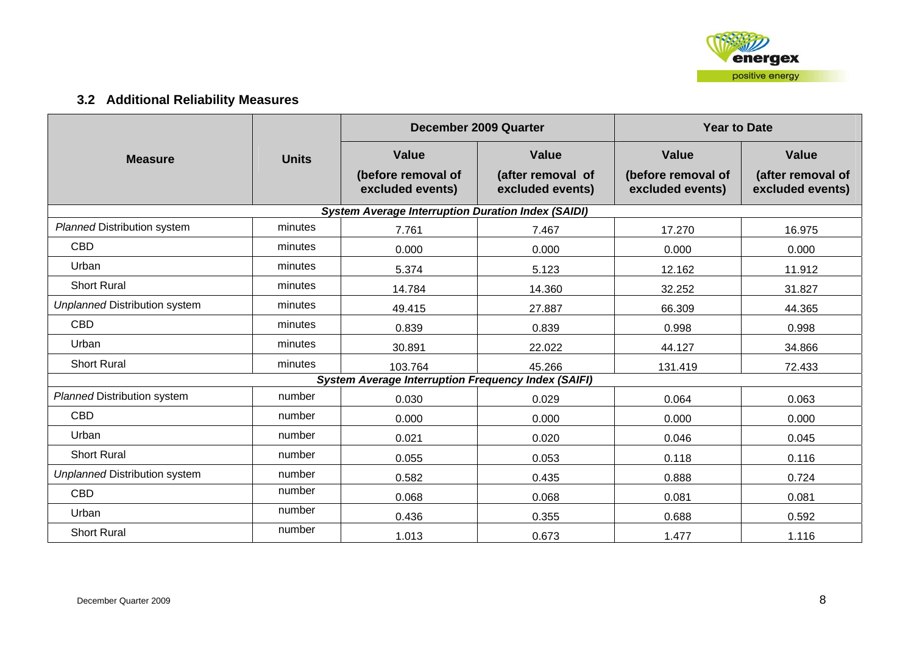### 3.2 Additional Reliability Measures

| Measure | Units | December 2009 Quarter | | Year to Date | |
|---|---|---|---|---|---|
| | | Value (before removal of excluded events) | Value (after removal of excluded events) | Value (before removal of excluded events) | Value (after removal of excluded events) |
| ***System Average Interruption Duration Index (SAIDI)*** | | | | | |
| *Planned* Distribution system | minutes | 7.761 | 7.467 | 17.270 | 16.975 |
| CBD | minutes | 0.000 | 0.000 | 0.000 | 0.000 |
| Urban | minutes | 5.374 | 5.123 | 12.162 | 11.912 |
| Short Rural | minutes | 14.784 | 14.360 | 32.252 | 31.827 |
| *Unplanned* Distribution system | minutes | 49.415 | 27.887 | 66.309 | 44.365 |
| CBD | minutes | 0.839 | 0.839 | 0.998 | 0.998 |
| Urban | minutes | 30.891 | 22.022 | 44.127 | 34.866 |
| Short Rural | minutes | 103.764 | 45.266 | 131.419 | 72.433 |
| ***System Average Interruption Frequency Index (SAIFI)*** | | | | | |
| *Planned* Distribution system | number | 0.030 | 0.029 | 0.064 | 0.063 |
| CBD | number | 0.000 | 0.000 | 0.000 | 0.000 |
| Urban | number | 0.021 | 0.020 | 0.046 | 0.045 |
| Short Rural | number | 0.055 | 0.053 | 0.118 | 0.116 |
| *Unplanned* Distribution system | number | 0.582 | 0.435 | 0.888 | 0.724 |
| CBD | number | 0.068 | 0.068 | 0.081 | 0.081 |
| Urban | number | 0.436 | 0.355 | 0.688 | 0.592 |
| Short Rural | number | 1.013 | 0.673 | 1.477 | 1.116 |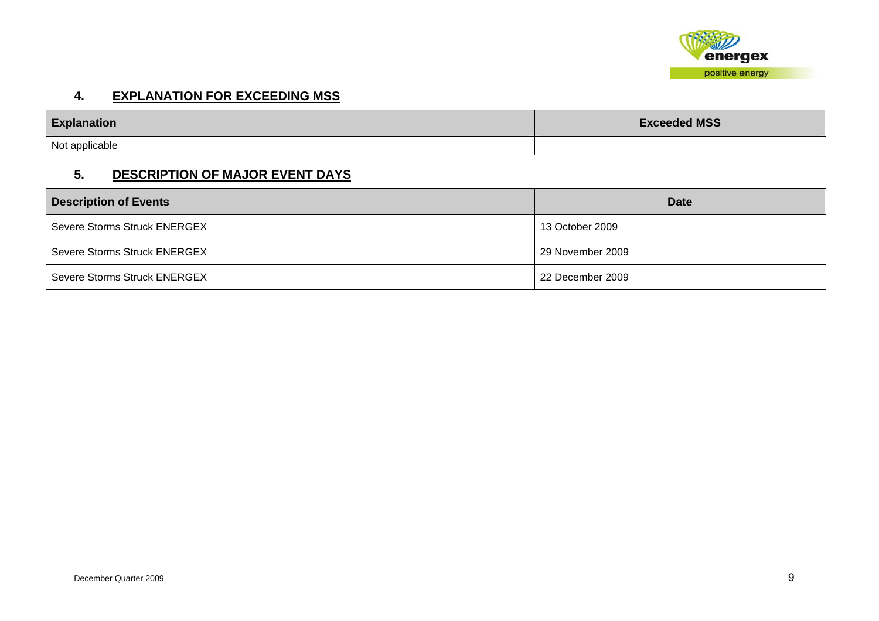## 4. EXPLANATION FOR EXCEEDING MSS

| Explanation | Exceeded MSS |
| --- | --- |
| Not applicable | |

## 5. DESCRIPTION OF MAJOR EVENT DAYS

| Description of Events | Date |
| --- | --- |
| Severe Storms Struck ENERGEX | 13 October 2009 |
| Severe Storms Struck ENERGEX | 29 November 2009 |
| Severe Storms Struck ENERGEX | 22 December 2009 |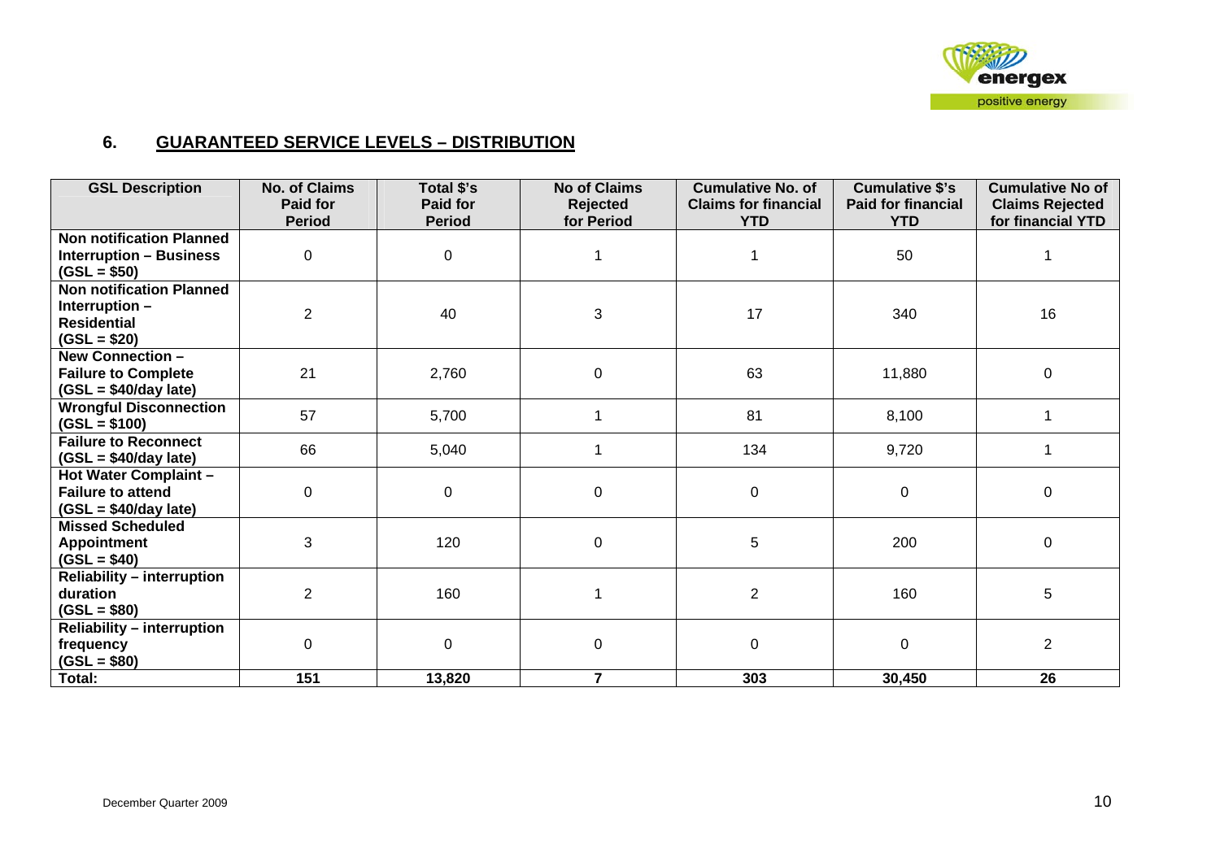## 6. GUARANTEED SERVICE LEVELS – DISTRIBUTION

| GSL Description | No. of Claims Paid for Period | Total $'s Paid for Period | No of Claims Rejected for Period | Cumulative No. of Claims for financial YTD | Cumulative $'s Paid for financial YTD | Cumulative No of Claims Rejected for financial YTD |
|---|---|---|---|---|---|---|
| **Non notification Planned Interruption – Business (GSL = $50)** | 0 | 0 | 1 | 1 | 50 | 1 |
| **Non notification Planned Interruption – Residential (GSL = $20)** | 2 | 40 | 3 | 17 | 340 | 16 |
| **New Connection – Failure to Complete (GSL = $40/day late)** | 21 | 2,760 | 0 | 63 | 11,880 | 0 |
| **Wrongful Disconnection (GSL = $100)** | 57 | 5,700 | 1 | 81 | 8,100 | 1 |
| **Failure to Reconnect (GSL = $40/day late)** | 66 | 5,040 | 1 | 134 | 9,720 | 1 |
| **Hot Water Complaint – Failure to attend (GSL = $40/day late)** | 0 | 0 | 0 | 0 | 0 | 0 |
| **Missed Scheduled Appointment (GSL = $40)** | 3 | 120 | 0 | 5 | 200 | 0 |
| **Reliability – interruption duration (GSL = $80)** | 2 | 160 | 1 | 2 | 160 | 5 |
| **Reliability – interruption frequency (GSL = $80)** | 0 | 0 | 0 | 0 | 0 | 2 |
| **Total:** | **151** | **13,820** | **7** | **303** | **30,450** | **26** |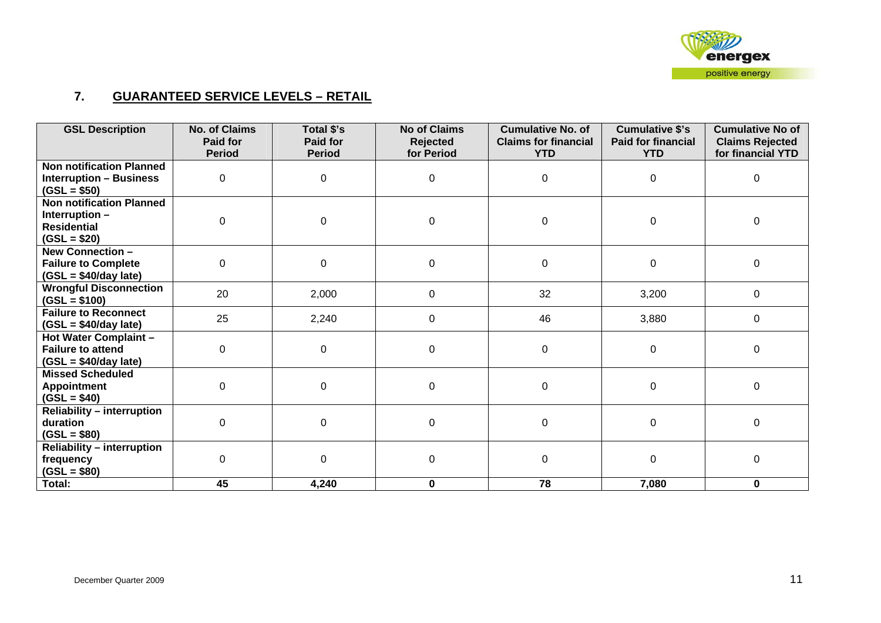## 7. GUARANTEED SERVICE LEVELS – RETAIL

| GSL Description | No. of Claims Paid for Period | Total $'s Paid for Period | No of Claims Rejected for Period | Cumulative No. of Claims for financial YTD | Cumulative $'s Paid for financial YTD | Cumulative No of Claims Rejected for financial YTD |
|---|---|---|---|---|---|---|
| **Non notification Planned Interruption – Business (GSL = $50)** | 0 | 0 | 0 | 0 | 0 | 0 |
| **Non notification Planned Interruption – Residential (GSL = $20)** | 0 | 0 | 0 | 0 | 0 | 0 |
| **New Connection – Failure to Complete (GSL = $40/day late)** | 0 | 0 | 0 | 0 | 0 | 0 |
| **Wrongful Disconnection (GSL = $100)** | 20 | 2,000 | 0 | 32 | 3,200 | 0 |
| **Failure to Reconnect (GSL = $40/day late)** | 25 | 2,240 | 0 | 46 | 3,880 | 0 |
| **Hot Water Complaint – Failure to attend (GSL = $40/day late)** | 0 | 0 | 0 | 0 | 0 | 0 |
| **Missed Scheduled Appointment (GSL = $40)** | 0 | 0 | 0 | 0 | 0 | 0 |
| **Reliability – interruption duration (GSL = $80)** | 0 | 0 | 0 | 0 | 0 | 0 |
| **Reliability – interruption frequency (GSL = $80)** | 0 | 0 | 0 | 0 | 0 | 0 |
| **Total:** | **45** | **4,240** | **0** | **78** | **7,080** | **0** |

December Quarter 2009